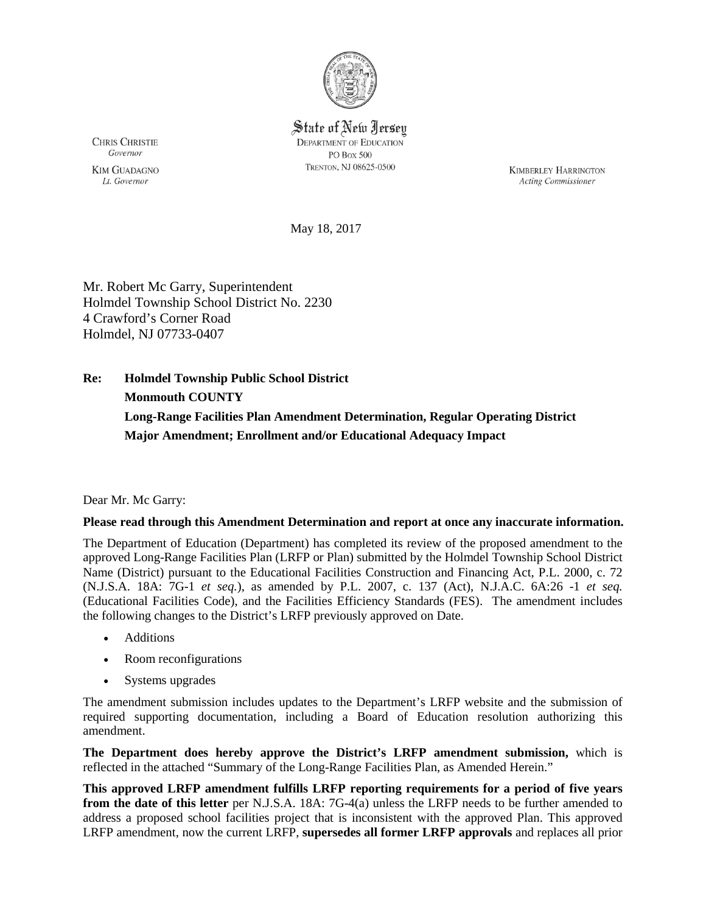State of New Jersey
DEPARTMENT OF EDUCATION
PO BOX 500
TRENTON, NJ 08625-0500

CHRIS CHRISTIE
*Governor*

KIM GUADAGNO
*Lt. Governor*

KIMBERLEY HARRINGTON
*Acting Commissioner*

May 18, 2017

Mr. Robert Mc Garry, Superintendent
Holmdel Township School District No. 2230
4 Crawford's Corner Road
Holmdel, NJ 07733-0407

**Re: Holmdel Township Public School District**
**Monmouth COUNTY**
**Long-Range Facilities Plan Amendment Determination, Regular Operating District**
**Major Amendment; Enrollment and/or Educational Adequacy Impact**

Dear Mr. Mc Garry:

**Please read through this Amendment Determination and report at once any inaccurate information.**

The Department of Education (Department) has completed its review of the proposed amendment to the approved Long-Range Facilities Plan (LRFP or Plan) submitted by the Holmdel Township School District Name (District) pursuant to the Educational Facilities Construction and Financing Act, P.L. 2000, c. 72 (N.J.S.A. 18A: 7G-1 *et seq.*), as amended by P.L. 2007, c. 137 (Act), N.J.A.C. 6A:26 -1 *et seq.* (Educational Facilities Code), and the Facilities Efficiency Standards (FES). The amendment includes the following changes to the District's LRFP previously approved on Date.

- Additions
- Room reconfigurations
- Systems upgrades

The amendment submission includes updates to the Department's LRFP website and the submission of required supporting documentation, including a Board of Education resolution authorizing this amendment.

**The Department does hereby approve the District's LRFP amendment submission,** which is reflected in the attached "Summary of the Long-Range Facilities Plan, as Amended Herein."

**This approved LRFP amendment fulfills LRFP reporting requirements for a period of five years from the date of this letter** per N.J.S.A. 18A: 7G-4(a) unless the LRFP needs to be further amended to address a proposed school facilities project that is inconsistent with the approved Plan. This approved LRFP amendment, now the current LRFP, **supersedes all former LRFP approvals** and replaces all prior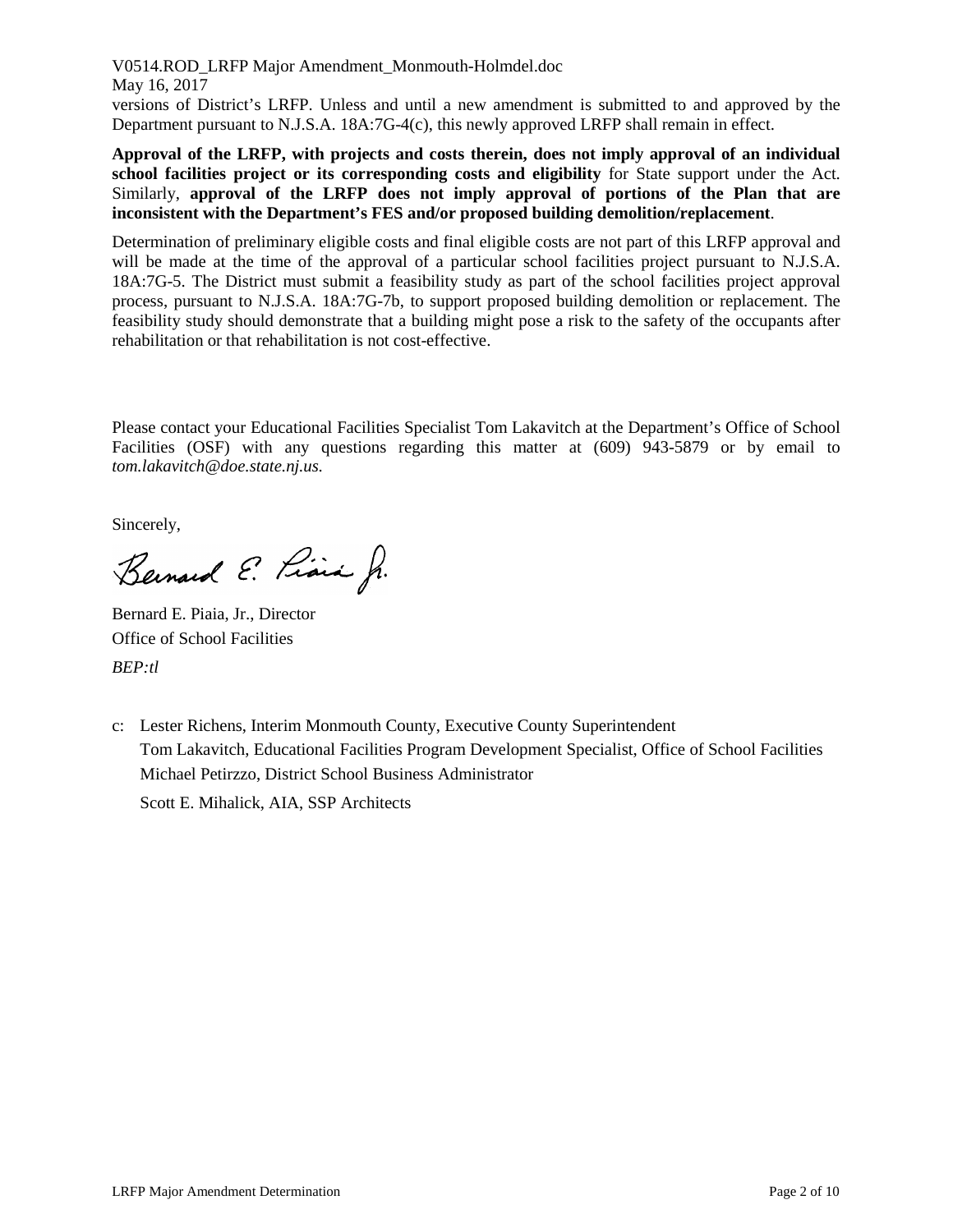versions of District's LRFP. Unless and until a new amendment is submitted to and approved by the Department pursuant to N.J.S.A. 18A:7G-4(c), this newly approved LRFP shall remain in effect.

**Approval of the LRFP, with projects and costs therein, does not imply approval of an individual school facilities project or its corresponding costs and eligibility** for State support under the Act. Similarly, **approval of the LRFP does not imply approval of portions of the Plan that are inconsistent with the Department's FES and/or proposed building demolition/replacement**.

Determination of preliminary eligible costs and final eligible costs are not part of this LRFP approval and will be made at the time of the approval of a particular school facilities project pursuant to N.J.S.A. 18A:7G-5. The District must submit a feasibility study as part of the school facilities project approval process, pursuant to N.J.S.A. 18A:7G-7b, to support proposed building demolition or replacement. The feasibility study should demonstrate that a building might pose a risk to the safety of the occupants after rehabilitation or that rehabilitation is not cost-effective.

Please contact your Educational Facilities Specialist Tom Lakavitch at the Department's Office of School Facilities (OSF) with any questions regarding this matter at (609) 943-5879 or by email to *tom.lakavitch@doe.state.nj.us.*

Sincerely,

Bernard E. Piaia, Jr.

Bernard E. Piaia, Jr., Director
Office of School Facilities
*BEP:tl*

c: Lester Richens, Interim Monmouth County, Executive County Superintendent
Tom Lakavitch, Educational Facilities Program Development Specialist, Office of School Facilities
Michael Petirzzo, District School Business Administrator
Scott E. Mihalick, AIA, SSP Architects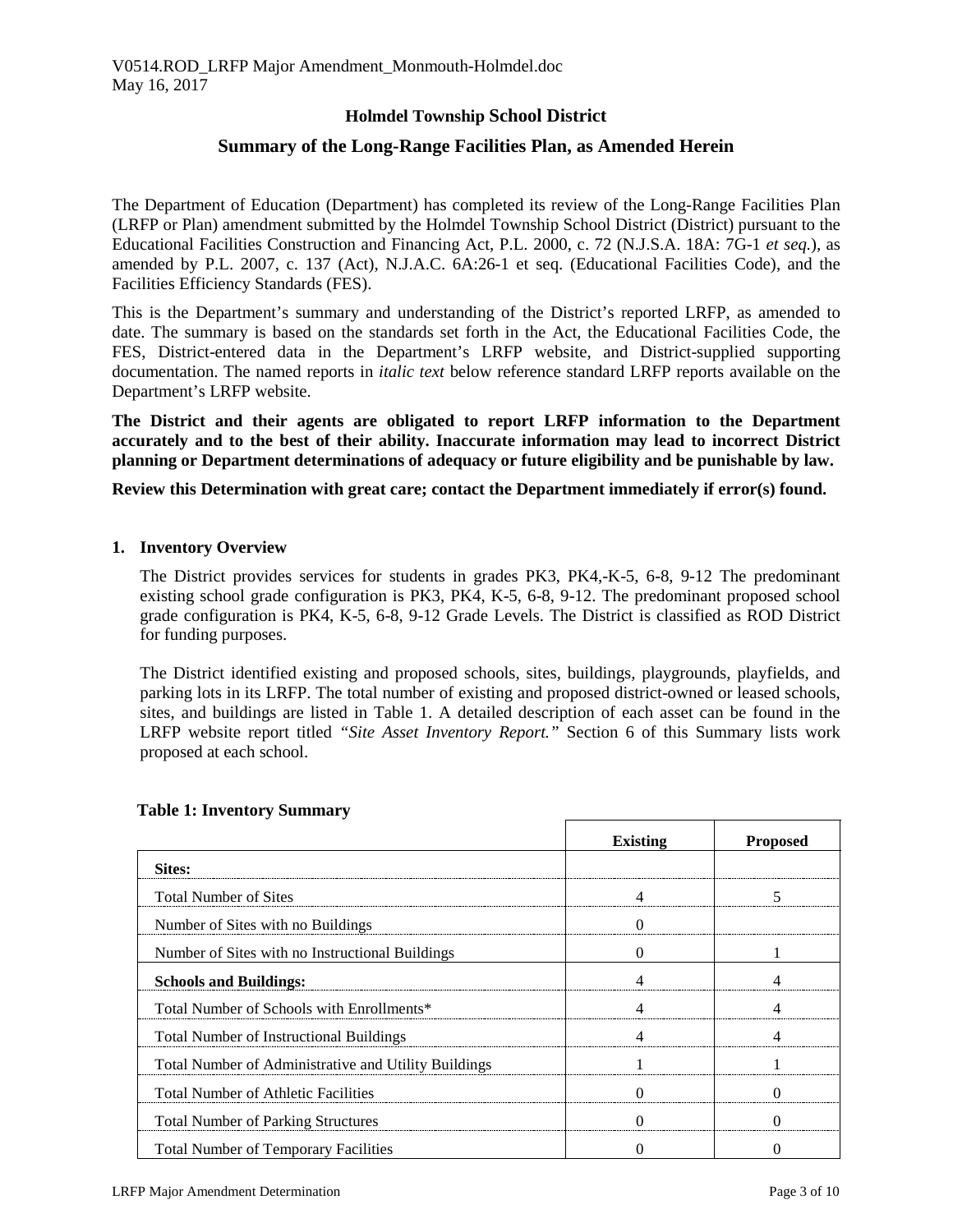## Holmdel Township School District

## Summary of the Long-Range Facilities Plan, as Amended Herein

The Department of Education (Department) has completed its review of the Long-Range Facilities Plan (LRFP or Plan) amendment submitted by the Holmdel Township School District (District) pursuant to the Educational Facilities Construction and Financing Act, P.L. 2000, c. 72 (N.J.S.A. 18A: 7G-1 *et seq.*), as amended by P.L. 2007, c. 137 (Act), N.J.A.C. 6A:26-1 et seq. (Educational Facilities Code), and the Facilities Efficiency Standards (FES).

This is the Department's summary and understanding of the District's reported LRFP, as amended to date. The summary is based on the standards set forth in the Act, the Educational Facilities Code, the FES, District-entered data in the Department's LRFP website, and District-supplied supporting documentation. The named reports in *italic text* below reference standard LRFP reports available on the Department's LRFP website.

**The District and their agents are obligated to report LRFP information to the Department accurately and to the best of their ability. Inaccurate information may lead to incorrect District planning or Department determinations of adequacy or future eligibility and be punishable by law.**

**Review this Determination with great care; contact the Department immediately if error(s) found.**

### 1. Inventory Overview

The District provides services for students in grades PK3, PK4,-K-5, 6-8, 9-12 The predominant existing school grade configuration is PK3, PK4, K-5, 6-8, 9-12. The predominant proposed school grade configuration is PK4, K-5, 6-8, 9-12 Grade Levels. The District is classified as ROD District for funding purposes.

The District identified existing and proposed schools, sites, buildings, playgrounds, playfields, and parking lots in its LRFP. The total number of existing and proposed district-owned or leased schools, sites, and buildings are listed in Table 1. A detailed description of each asset can be found in the LRFP website report titled *"Site Asset Inventory Report."* Section 6 of this Summary lists work proposed at each school.

**Table 1: Inventory Summary**

| | Existing | Proposed |
|---|---|---|
| **Sites:** | | |
| Total Number of Sites | 4 | 5 |
| Number of Sites with no Buildings | 0 | |
| Number of Sites with no Instructional Buildings | 0 | 1 |
| **Schools and Buildings:** | 4 | 4 |
| Total Number of Schools with Enrollments* | 4 | 4 |
| Total Number of Instructional Buildings | 4 | 4 |
| Total Number of Administrative and Utility Buildings | 1 | 1 |
| Total Number of Athletic Facilities | 0 | 0 |
| Total Number of Parking Structures | 0 | 0 |
| Total Number of Temporary Facilities | 0 | 0 |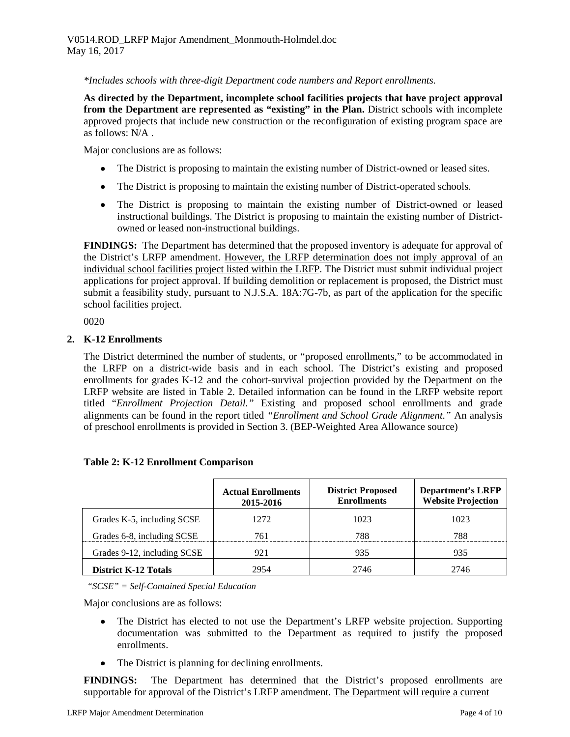*\*Includes schools with three-digit Department code numbers and Report enrollments.*

**As directed by the Department, incomplete school facilities projects that have project approval from the Department are represented as "existing" in the Plan.** District schools with incomplete approved projects that include new construction or the reconfiguration of existing program space are as follows: N/A .

Major conclusions are as follows:

- The District is proposing to maintain the existing number of District-owned or leased sites.
- The District is proposing to maintain the existing number of District-operated schools.
- The District is proposing to maintain the existing number of District-owned or leased instructional buildings. The District is proposing to maintain the existing number of District-owned or leased non-instructional buildings.

**FINDINGS:** The Department has determined that the proposed inventory is adequate for approval of the District's LRFP amendment. <u>However, the LRFP determination does not imply approval of an individual school facilities project listed within the LRFP</u>. The District must submit individual project applications for project approval. If building demolition or replacement is proposed, the District must submit a feasibility study, pursuant to N.J.S.A. 18A:7G-7b, as part of the application for the specific school facilities project.

0020

## 2. K-12 Enrollments

The District determined the number of students, or "proposed enrollments," to be accommodated in the LRFP on a district-wide basis and in each school. The District's existing and proposed enrollments for grades K-12 and the cohort-survival projection provided by the Department on the LRFP website are listed in Table 2. Detailed information can be found in the LRFP website report titled "*Enrollment Projection Detail.*" Existing and proposed school enrollments and grade alignments can be found in the report titled *"Enrollment and School Grade Alignment."* An analysis of preschool enrollments is provided in Section 3. (BEP-Weighted Area Allowance source)

**Table 2: K-12 Enrollment Comparison**

| | Actual Enrollments 2015-2016 | District Proposed Enrollments | Department's LRFP Website Projection |
|---|---|---|---|
| Grades K-5, including SCSE | 1272 | 1023 | 1023 |
| Grades 6-8, including SCSE | 761 | 788 | 788 |
| Grades 9-12, including SCSE | 921 | 935 | 935 |
| **District K-12 Totals** | 2954 | 2746 | 2746 |

*"SCSE" = Self-Contained Special Education*

Major conclusions are as follows:

- The District has elected to not use the Department's LRFP website projection. Supporting documentation was submitted to the Department as required to justify the proposed enrollments.
- The District is planning for declining enrollments.

**FINDINGS:** The Department has determined that the District's proposed enrollments are supportable for approval of the District's LRFP amendment. <u>The Department will require a current</u>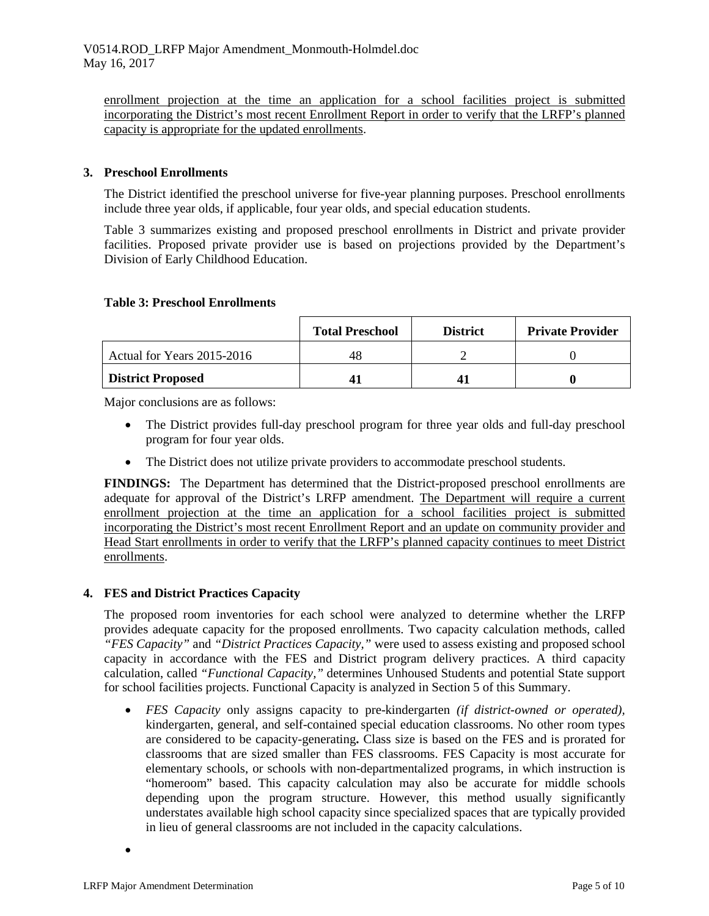enrollment projection at the time an application for a school facilities project is submitted incorporating the District's most recent Enrollment Report in order to verify that the LRFP's planned capacity is appropriate for the updated enrollments.

## 3. Preschool Enrollments

The District identified the preschool universe for five-year planning purposes. Preschool enrollments include three year olds, if applicable, four year olds, and special education students.

Table 3 summarizes existing and proposed preschool enrollments in District and private provider facilities. Proposed private provider use is based on projections provided by the Department's Division of Early Childhood Education.

**Table 3: Preschool Enrollments**

| | **Total Preschool** | **District** | **Private Provider** |
|---|---|---|---|
| Actual for Years 2015-2016 | 48 | 2 | 0 |
| **District Proposed** | **41** | **41** | **0** |

Major conclusions are as follows:

- The District provides full-day preschool program for three year olds and full-day preschool program for four year olds.
- The District does not utilize private providers to accommodate preschool students.

**FINDINGS:** The Department has determined that the District-proposed preschool enrollments are adequate for approval of the District's LRFP amendment. The Department will require a current enrollment projection at the time an application for a school facilities project is submitted incorporating the District's most recent Enrollment Report and an update on community provider and Head Start enrollments in order to verify that the LRFP's planned capacity continues to meet District enrollments.

## 4. FES and District Practices Capacity

The proposed room inventories for each school were analyzed to determine whether the LRFP provides adequate capacity for the proposed enrollments. Two capacity calculation methods, called *"FES Capacity"* and *"District Practices Capacity,"* were used to assess existing and proposed school capacity in accordance with the FES and District program delivery practices. A third capacity calculation, called *"Functional Capacity,"* determines Unhoused Students and potential State support for school facilities projects. Functional Capacity is analyzed in Section 5 of this Summary.

- *FES Capacity* only assigns capacity to pre-kindergarten *(if district-owned or operated),* kindergarten, general, and self-contained special education classrooms. No other room types are considered to be capacity-generating**.** Class size is based on the FES and is prorated for classrooms that are sized smaller than FES classrooms. FES Capacity is most accurate for elementary schools, or schools with non-departmentalized programs, in which instruction is "homeroom" based. This capacity calculation may also be accurate for middle schools depending upon the program structure. However, this method usually significantly understates available high school capacity since specialized spaces that are typically provided in lieu of general classrooms are not included in the capacity calculations.
-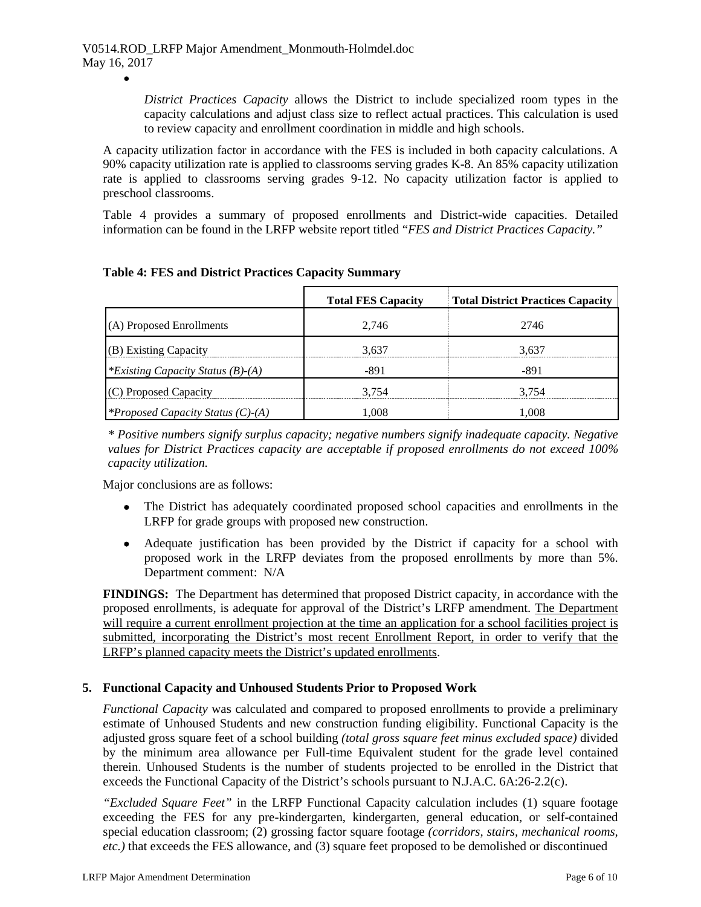- *District Practices Capacity* allows the District to include specialized room types in the capacity calculations and adjust class size to reflect actual practices. This calculation is used to review capacity and enrollment coordination in middle and high schools.

A capacity utilization factor in accordance with the FES is included in both capacity calculations. A 90% capacity utilization rate is applied to classrooms serving grades K-8. An 85% capacity utilization rate is applied to classrooms serving grades 9-12. No capacity utilization factor is applied to preschool classrooms.

Table 4 provides a summary of proposed enrollments and District-wide capacities. Detailed information can be found in the LRFP website report titled "*FES and District Practices Capacity.*"

**Table 4: FES and District Practices Capacity Summary**

| | Total FES Capacity | Total District Practices Capacity |
|---|---|---|
| (A) Proposed Enrollments | 2,746 | 2746 |
| (B) Existing Capacity | 3,637 | 3,637 |
| **Existing Capacity Status (B)-(A)* | -891 | -891 |
| (C) Proposed Capacity | 3,754 | 3,754 |
| **Proposed Capacity Status (C)-(A)* | 1,008 | 1,008 |

*\* Positive numbers signify surplus capacity; negative numbers signify inadequate capacity. Negative values for District Practices capacity are acceptable if proposed enrollments do not exceed 100% capacity utilization.*

Major conclusions are as follows:

- The District has adequately coordinated proposed school capacities and enrollments in the LRFP for grade groups with proposed new construction.
- Adequate justification has been provided by the District if capacity for a school with proposed work in the LRFP deviates from the proposed enrollments by more than 5%. Department comment: N/A

**FINDINGS:** The Department has determined that proposed District capacity, in accordance with the proposed enrollments, is adequate for approval of the District's LRFP amendment. The Department will require a current enrollment projection at the time an application for a school facilities project is submitted, incorporating the District's most recent Enrollment Report, in order to verify that the LRFP's planned capacity meets the District's updated enrollments.

### 5. Functional Capacity and Unhoused Students Prior to Proposed Work

*Functional Capacity* was calculated and compared to proposed enrollments to provide a preliminary estimate of Unhoused Students and new construction funding eligibility. Functional Capacity is the adjusted gross square feet of a school building *(total gross square feet minus excluded space)* divided by the minimum area allowance per Full-time Equivalent student for the grade level contained therein. Unhoused Students is the number of students projected to be enrolled in the District that exceeds the Functional Capacity of the District's schools pursuant to N.J.A.C. 6A:26-2.2(c).

*"Excluded Square Feet"* in the LRFP Functional Capacity calculation includes (1) square footage exceeding the FES for any pre-kindergarten, kindergarten, general education, or self-contained special education classroom; (2) grossing factor square footage *(corridors, stairs, mechanical rooms, etc.)* that exceeds the FES allowance, and (3) square feet proposed to be demolished or discontinued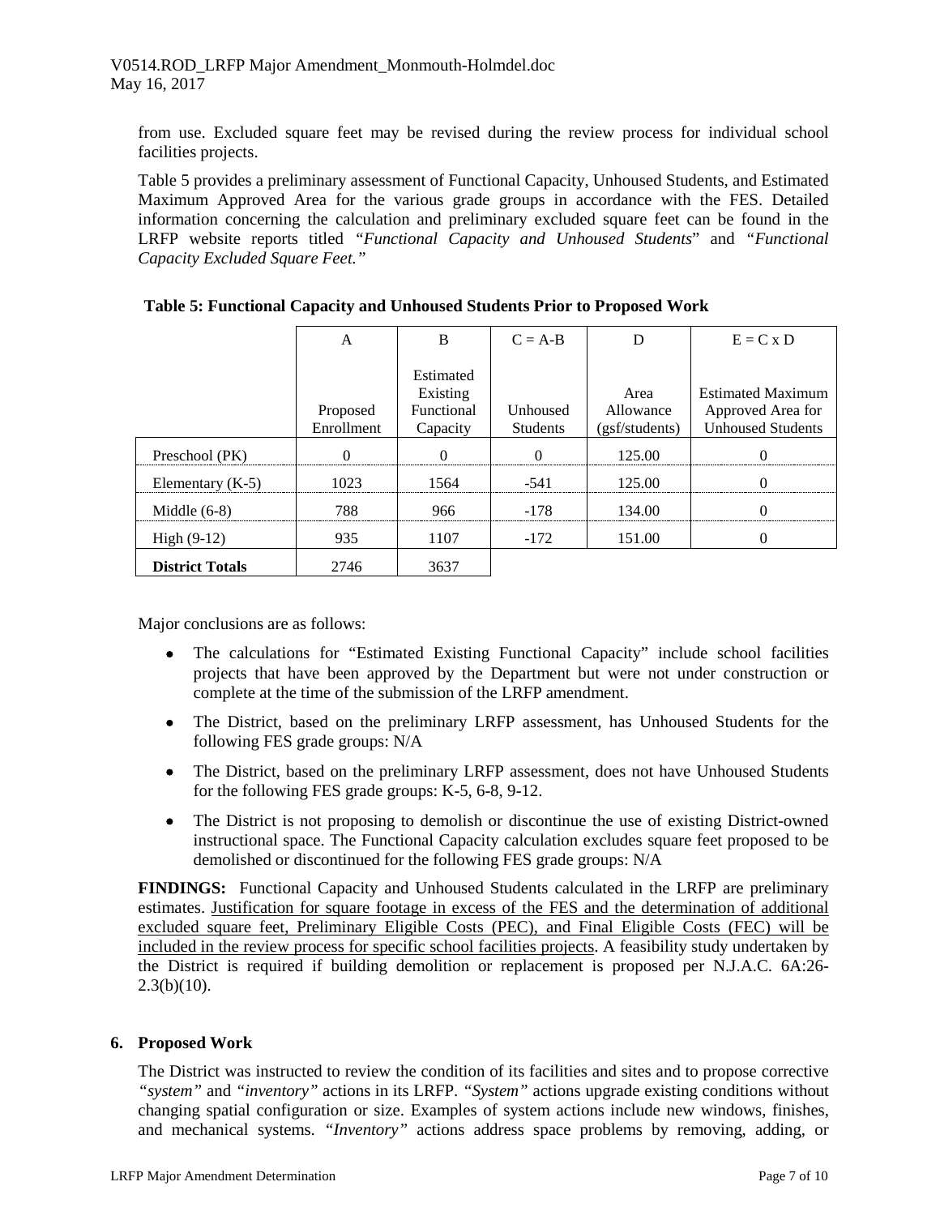from use. Excluded square feet may be revised during the review process for individual school facilities projects.

Table 5 provides a preliminary assessment of Functional Capacity, Unhoused Students, and Estimated Maximum Approved Area for the various grade groups in accordance with the FES. Detailed information concerning the calculation and preliminary excluded square feet can be found in the LRFP website reports titled "*Functional Capacity and Unhoused Students*" and "*Functional Capacity Excluded Square Feet.*"

**Table 5: Functional Capacity and Unhoused Students Prior to Proposed Work**

| | A | B | C = A-B | D | E = C x D |
|---|---|---|---|---|---|
| | Proposed Enrollment | Estimated Existing Functional Capacity | Unhoused Students | Area Allowance (gsf/students) | Estimated Maximum Approved Area for Unhoused Students |
| Preschool (PK) | 0 | 0 | 0 | 125.00 | 0 |
| Elementary (K-5) | 1023 | 1564 | -541 | 125.00 | 0 |
| Middle (6-8) | 788 | 966 | -178 | 134.00 | 0 |
| High (9-12) | 935 | 1107 | -172 | 151.00 | 0 |
| **District Totals** | 2746 | 3637 | | | |

Major conclusions are as follows:

- The calculations for "Estimated Existing Functional Capacity" include school facilities projects that have been approved by the Department but were not under construction or complete at the time of the submission of the LRFP amendment.
- The District, based on the preliminary LRFP assessment, has Unhoused Students for the following FES grade groups: N/A
- The District, based on the preliminary LRFP assessment, does not have Unhoused Students for the following FES grade groups: K-5, 6-8, 9-12.
- The District is not proposing to demolish or discontinue the use of existing District-owned instructional space. The Functional Capacity calculation excludes square feet proposed to be demolished or discontinued for the following FES grade groups: N/A

**FINDINGS:** Functional Capacity and Unhoused Students calculated in the LRFP are preliminary estimates. Justification for square footage in excess of the FES and the determination of additional excluded square feet, Preliminary Eligible Costs (PEC), and Final Eligible Costs (FEC) will be included in the review process for specific school facilities projects. A feasibility study undertaken by the District is required if building demolition or replacement is proposed per N.J.A.C. 6A:26-2.3(b)(10).

## 6. Proposed Work

The District was instructed to review the condition of its facilities and sites and to propose corrective *"system"* and *"inventory"* actions in its LRFP. *"System"* actions upgrade existing conditions without changing spatial configuration or size. Examples of system actions include new windows, finishes, and mechanical systems. *"Inventory"* actions address space problems by removing, adding, or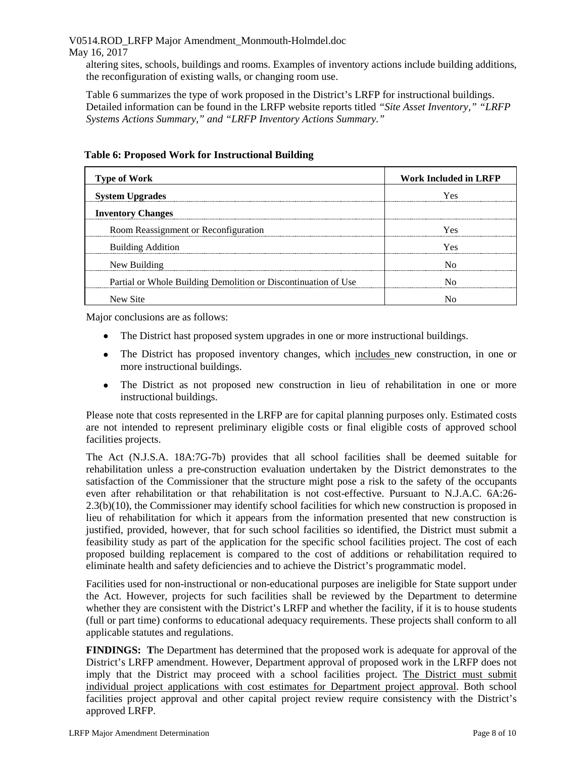altering sites, schools, buildings and rooms. Examples of inventory actions include building additions, the reconfiguration of existing walls, or changing room use.

Table 6 summarizes the type of work proposed in the District's LRFP for instructional buildings. Detailed information can be found in the LRFP website reports titled *"Site Asset Inventory," "LRFP Systems Actions Summary," and "LRFP Inventory Actions Summary."*

**Table 6: Proposed Work for Instructional Building**

| Type of Work | Work Included in LRFP |
|---|---|
| **System Upgrades** | Yes |
| **Inventory Changes** | |
| Room Reassignment or Reconfiguration | Yes |
| Building Addition | Yes |
| New Building | No |
| Partial or Whole Building Demolition or Discontinuation of Use | No |
| New Site | No |

Major conclusions are as follows:

- The District hast proposed system upgrades in one or more instructional buildings.
- The District has proposed inventory changes, which <u>includes</u> new construction, in one or more instructional buildings.
- The District as not proposed new construction in lieu of rehabilitation in one or more instructional buildings.

Please note that costs represented in the LRFP are for capital planning purposes only. Estimated costs are not intended to represent preliminary eligible costs or final eligible costs of approved school facilities projects.

The Act (N.J.S.A. 18A:7G-7b) provides that all school facilities shall be deemed suitable for rehabilitation unless a pre-construction evaluation undertaken by the District demonstrates to the satisfaction of the Commissioner that the structure might pose a risk to the safety of the occupants even after rehabilitation or that rehabilitation is not cost-effective. Pursuant to N.J.A.C. 6A:26-2.3(b)(10), the Commissioner may identify school facilities for which new construction is proposed in lieu of rehabilitation for which it appears from the information presented that new construction is justified, provided, however, that for such school facilities so identified, the District must submit a feasibility study as part of the application for the specific school facilities project. The cost of each proposed building replacement is compared to the cost of additions or rehabilitation required to eliminate health and safety deficiencies and to achieve the District's programmatic model.

Facilities used for non-instructional or non-educational purposes are ineligible for State support under the Act. However, projects for such facilities shall be reviewed by the Department to determine whether they are consistent with the District's LRFP and whether the facility, if it is to house students (full or part time) conforms to educational adequacy requirements. These projects shall conform to all applicable statutes and regulations.

**FINDINGS: T**he Department has determined that the proposed work is adequate for approval of the District's LRFP amendment. However, Department approval of proposed work in the LRFP does not imply that the District may proceed with a school facilities project. <u>The District must submit individual project applications with cost estimates for Department project approval</u>. Both school facilities project approval and other capital project review require consistency with the District's approved LRFP.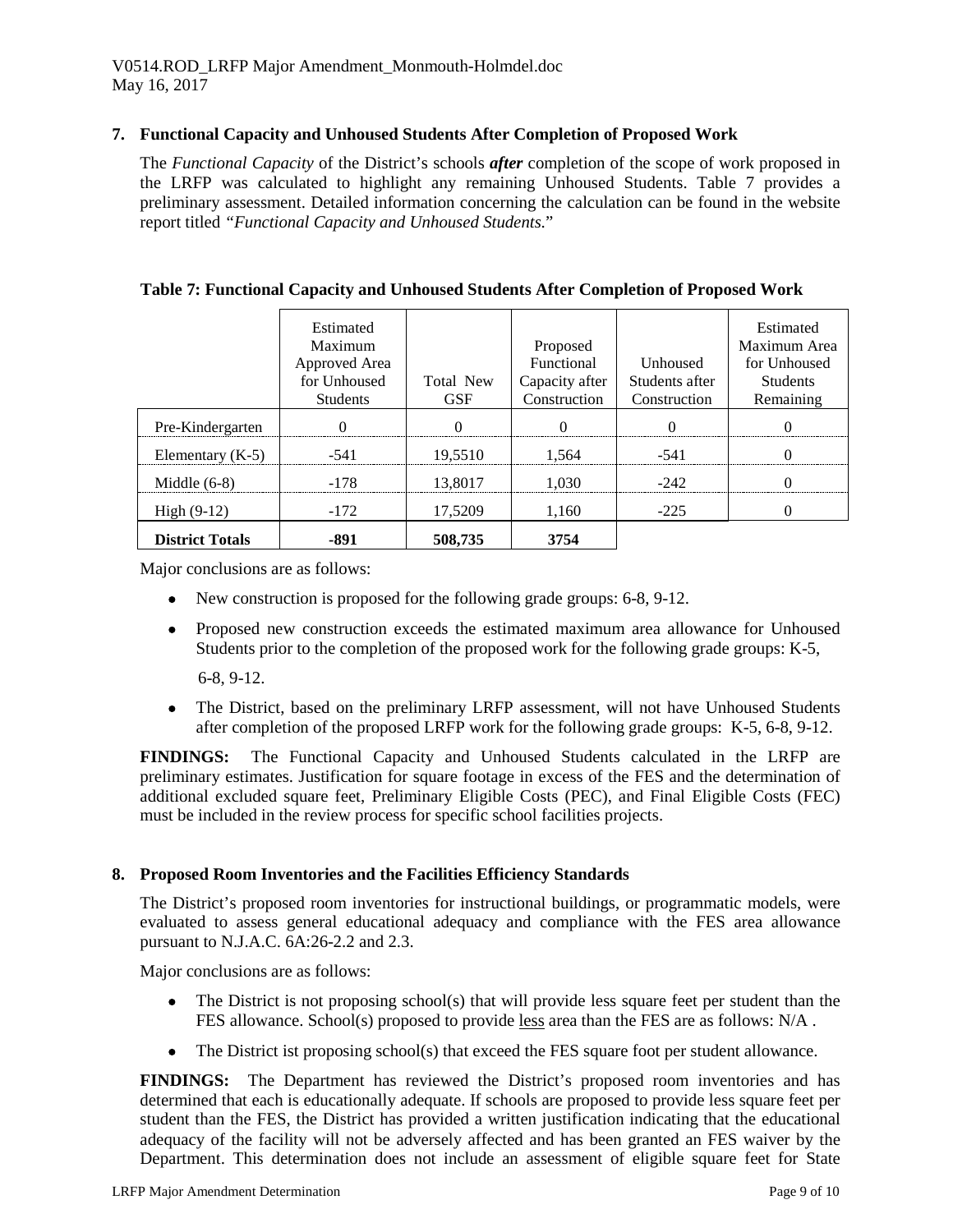V0514.ROD_LRFP Major Amendment_Monmouth-Holmdel.doc
May 16, 2017

### 7. Functional Capacity and Unhoused Students After Completion of Proposed Work

The *Functional Capacity* of the District's schools ***after*** completion of the scope of work proposed in the LRFP was calculated to highlight any remaining Unhoused Students. Table 7 provides a preliminary assessment. Detailed information concerning the calculation can be found in the website report titled *"Functional Capacity and Unhoused Students.*"

**Table 7: Functional Capacity and Unhoused Students After Completion of Proposed Work**

| | Estimated Maximum Approved Area for Unhoused Students | Total New GSF | Proposed Functional Capacity after Construction | Unhoused Students after Construction | Estimated Maximum Area for Unhoused Students Remaining |
|---|---|---|---|---|---|
| Pre-Kindergarten | 0 | 0 | 0 | 0 | 0 |
| Elementary (K-5) | -541 | 19,5510 | 1,564 | -541 | 0 |
| Middle (6-8) | -178 | 13,8017 | 1,030 | -242 | 0 |
| High (9-12) | -172 | 17,5209 | 1,160 | -225 | 0 |
| **District Totals** | **-891** | **508,735** | **3754** | | |

Major conclusions are as follows:

- New construction is proposed for the following grade groups: 6-8, 9-12.
- Proposed new construction exceeds the estimated maximum area allowance for Unhoused Students prior to the completion of the proposed work for the following grade groups: K-5,

  6-8, 9-12.
- The District, based on the preliminary LRFP assessment, will not have Unhoused Students after completion of the proposed LRFP work for the following grade groups: K-5, 6-8, 9-12.

**FINDINGS:** The Functional Capacity and Unhoused Students calculated in the LRFP are preliminary estimates. Justification for square footage in excess of the FES and the determination of additional excluded square feet, Preliminary Eligible Costs (PEC), and Final Eligible Costs (FEC) must be included in the review process for specific school facilities projects.

### 8. Proposed Room Inventories and the Facilities Efficiency Standards

The District's proposed room inventories for instructional buildings, or programmatic models, were evaluated to assess general educational adequacy and compliance with the FES area allowance pursuant to N.J.A.C. 6A:26-2.2 and 2.3.

Major conclusions are as follows:

- The District is not proposing school(s) that will provide less square feet per student than the FES allowance. School(s) proposed to provide less area than the FES are as follows: N/A .
- The District ist proposing school(s) that exceed the FES square foot per student allowance.

**FINDINGS:** The Department has reviewed the District's proposed room inventories and has determined that each is educationally adequate. If schools are proposed to provide less square feet per student than the FES, the District has provided a written justification indicating that the educational adequacy of the facility will not be adversely affected and has been granted an FES waiver by the Department. This determination does not include an assessment of eligible square feet for State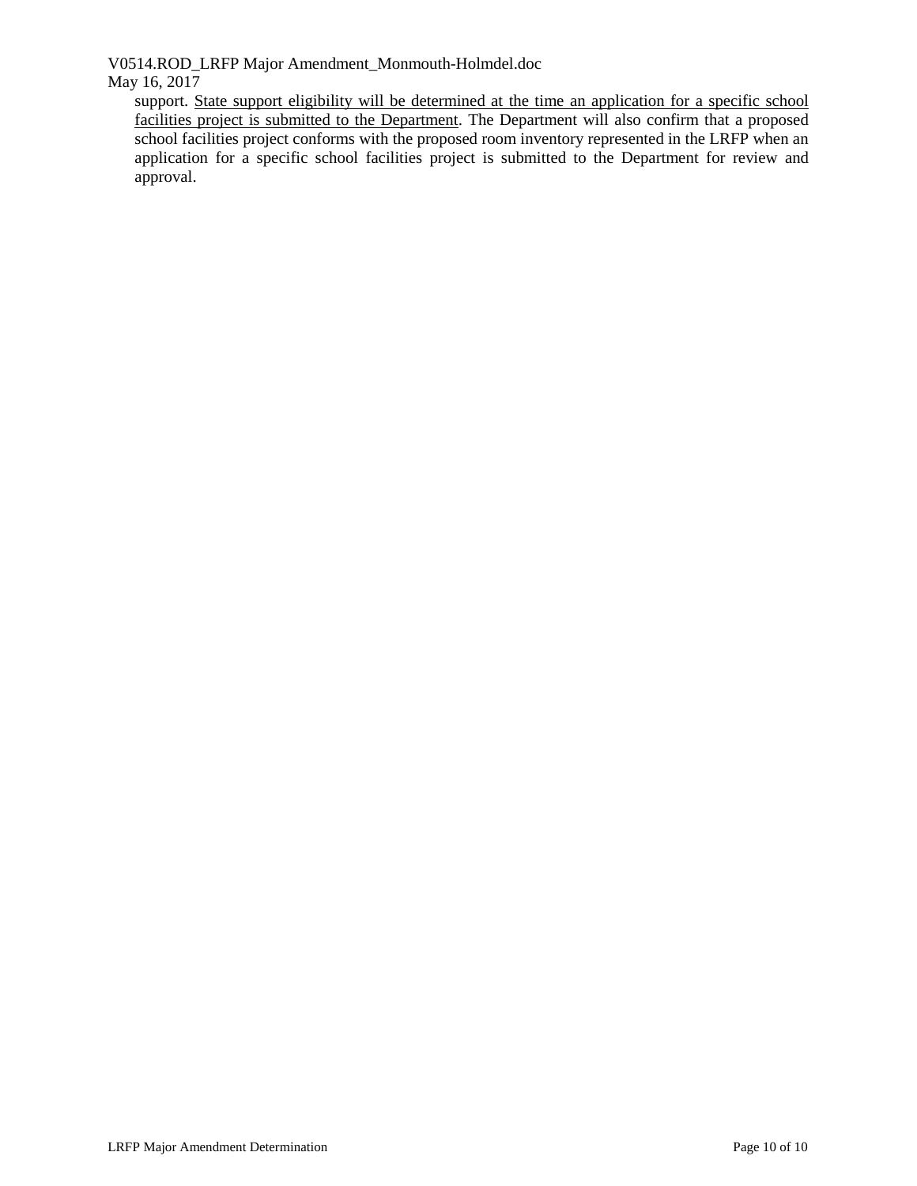support. <u>State support eligibility will be determined at the time an application for a specific school facilities project is submitted to the Department</u>. The Department will also confirm that a proposed school facilities project conforms with the proposed room inventory represented in the LRFP when an application for a specific school facilities project is submitted to the Department for review and approval.